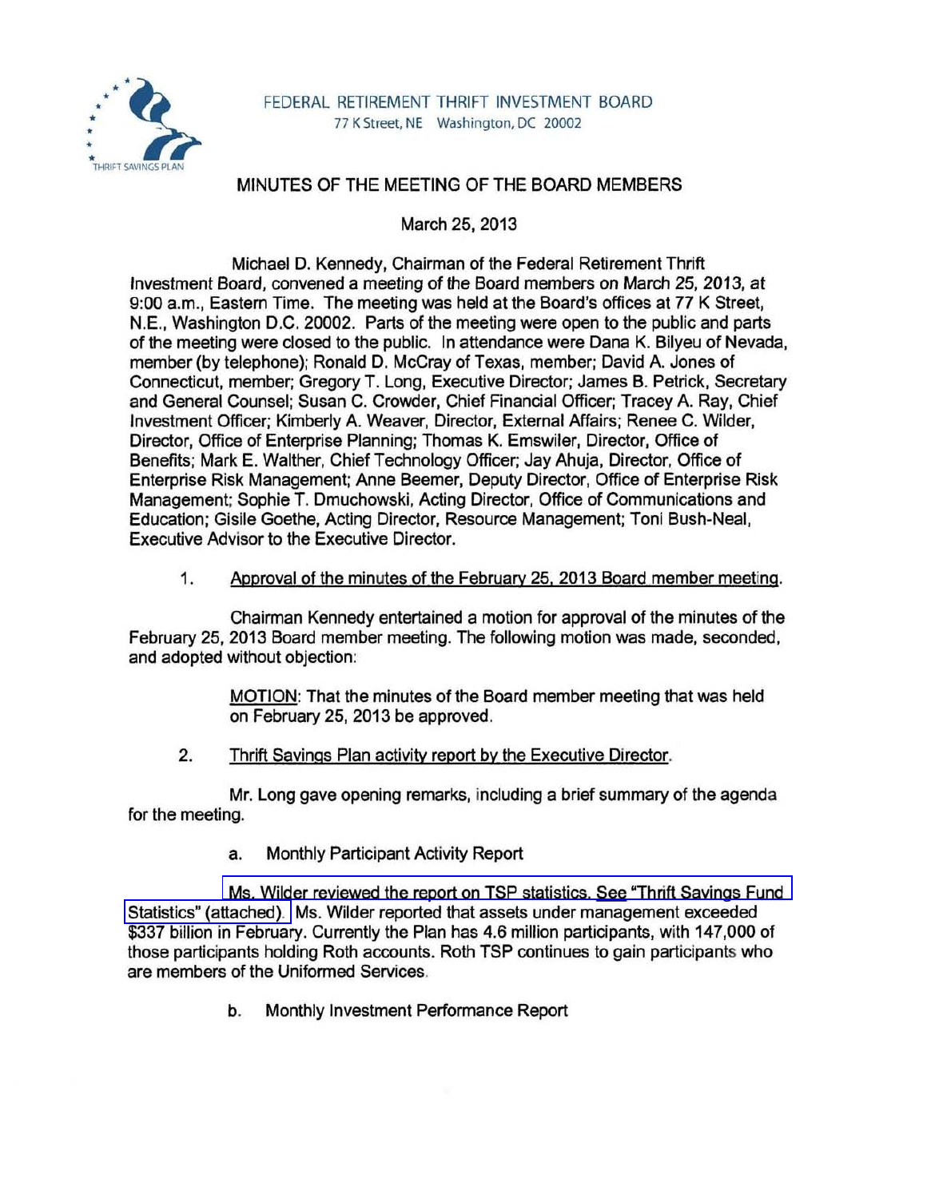FEDERAL RETIREMENT THRIFT INVESTMENT BOARD
77 K Street, NE Washington, DC 20002

# MINUTES OF THE MEETING OF THE BOARD MEMBERS

March 25, 2013

Michael D. Kennedy, Chairman of the Federal Retirement Thrift Investment Board, convened a meeting of the Board members on March 25, 2013, at 9:00 a.m., Eastern Time. The meeting was held at the Board's offices at 77 K Street, N.E., Washington D.C. 20002. Parts of the meeting were open to the public and parts of the meeting were closed to the public. In attendance were Dana K. Bilyeu of Nevada, member (by telephone); Ronald D. McCray of Texas, member; David A. Jones of Connecticut, member; Gregory T. Long, Executive Director; James B. Petrick, Secretary and General Counsel; Susan C. Crowder, Chief Financial Officer; Tracey A. Ray, Chief Investment Officer; Kimberly A. Weaver, Director, External Affairs; Renee C. Wilder, Director, Office of Enterprise Planning; Thomas K. Emswiler, Director, Office of Benefits; Mark E. Walther, Chief Technology Officer; Jay Ahuja, Director, Office of Enterprise Risk Management; Anne Beemer, Deputy Director, Office of Enterprise Risk Management; Sophie T. Dmuchowski, Acting Director, Office of Communications and Education; Gisile Goethe, Acting Director, Resource Management; Toni Bush-Neal, Executive Advisor to the Executive Director.

1. Approval of the minutes of the February 25, 2013 Board member meeting.

Chairman Kennedy entertained a motion for approval of the minutes of the February 25, 2013 Board member meeting. The following motion was made, seconded, and adopted without objection:

> MOTION: That the minutes of the Board member meeting that was held on February 25, 2013 be approved.

2. Thrift Savings Plan activity report by the Executive Director.

Mr. Long gave opening remarks, including a brief summary of the agenda for the meeting.

a. Monthly Participant Activity Report

Ms. Wilder reviewed the report on TSP statistics. See "Thrift Savings Fund Statistics" (attached). Ms. Wilder reported that assets under management exceeded $337 billion in February. Currently the Plan has 4.6 million participants, with 147,000 of those participants holding Roth accounts. Roth TSP continues to gain participants who are members of the Uniformed Services.

b. Monthly Investment Performance Report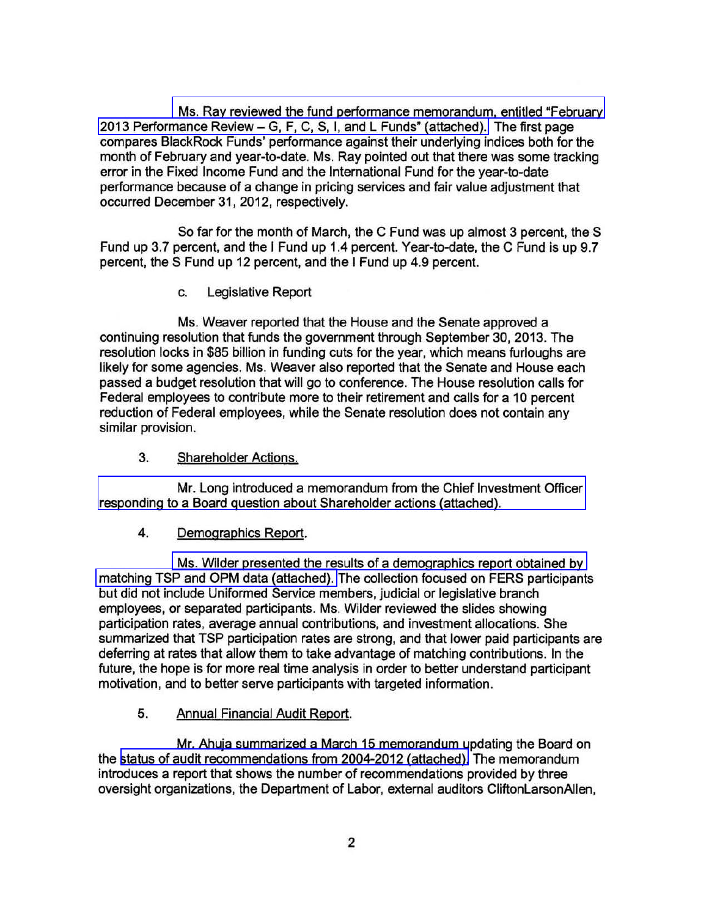Ms. Ray reviewed the fund performance memorandum, entitled "February 2013 Performance Review – G, F, C, S, I, and L Funds" (attached). The first page compares BlackRock Funds' performance against their underlying indices both for the month of February and year-to-date. Ms. Ray pointed out that there was some tracking error in the Fixed Income Fund and the International Fund for the year-to-date performance because of a change in pricing services and fair value adjustment that occurred December 31, 2012, respectively.

So far for the month of March, the C Fund was up almost 3 percent, the S Fund up 3.7 percent, and the I Fund up 1.4 percent. Year-to-date, the C Fund is up 9.7 percent, the S Fund up 12 percent, and the I Fund up 4.9 percent.

c. Legislative Report

Ms. Weaver reported that the House and the Senate approved a continuing resolution that funds the government through September 30, 2013. The resolution locks in $85 billion in funding cuts for the year, which means furloughs are likely for some agencies. Ms. Weaver also reported that the Senate and House each passed a budget resolution that will go to conference. The House resolution calls for Federal employees to contribute more to their retirement and calls for a 10 percent reduction of Federal employees, while the Senate resolution does not contain any similar provision.

3. Shareholder Actions.

Mr. Long introduced a memorandum from the Chief Investment Officer responding to a Board question about Shareholder actions (attached).

4. Demographics Report.

Ms. Wilder presented the results of a demographics report obtained by matching TSP and OPM data (attached). The collection focused on FERS participants but did not include Uniformed Service members, judicial or legislative branch employees, or separated participants. Ms. Wilder reviewed the slides showing participation rates, average annual contributions, and investment allocations. She summarized that TSP participation rates are strong, and that lower paid participants are deferring at rates that allow them to take advantage of matching contributions. In the future, the hope is for more real time analysis in order to better understand participant motivation, and to better serve participants with targeted information.

5. Annual Financial Audit Report.

Mr. Ahuja summarized a March 15 memorandum updating the Board on the status of audit recommendations from 2004-2012 (attached). The memorandum introduces a report that shows the number of recommendations provided by three oversight organizations, the Department of Labor, external auditors CliftonLarsonAllen,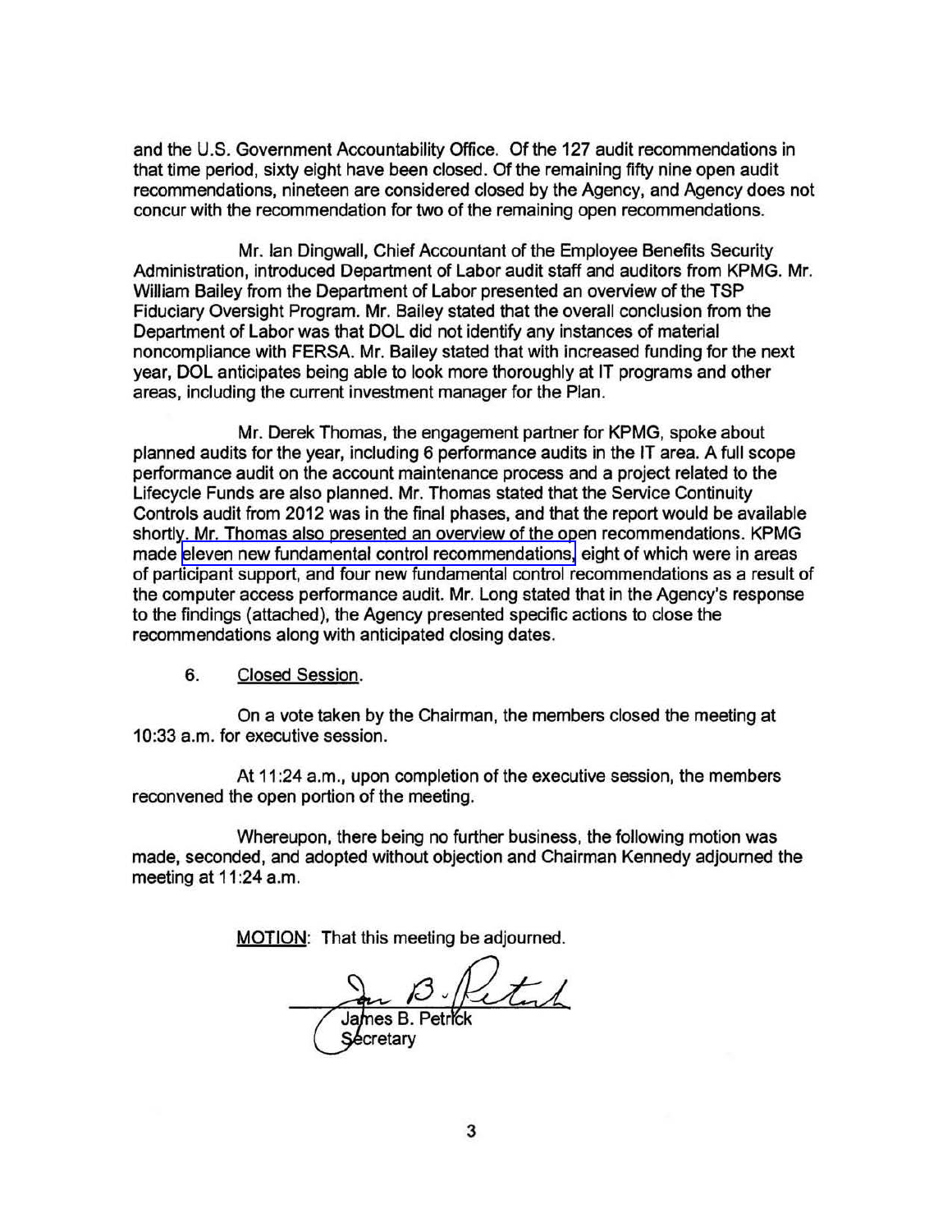and the U.S. Government Accountability Office. Of the 127 audit recommendations in that time period, sixty eight have been closed. Of the remaining fifty nine open audit recommendations, nineteen are considered closed by the Agency, and Agency does not concur with the recommendation for two of the remaining open recommendations.

Mr. Ian Dingwall, Chief Accountant of the Employee Benefits Security Administration, introduced Department of Labor audit staff and auditors from KPMG. Mr. William Bailey from the Department of Labor presented an overview of the TSP Fiduciary Oversight Program. Mr. Bailey stated that the overall conclusion from the Department of Labor was that DOL did not identify any instances of material noncompliance with FERSA. Mr. Bailey stated that with increased funding for the next year, DOL anticipates being able to look more thoroughly at IT programs and other areas, including the current investment manager for the Plan.

Mr. Derek Thomas, the engagement partner for KPMG, spoke about planned audits for the year, including 6 performance audits in the IT area. A full scope performance audit on the account maintenance process and a project related to the Lifecycle Funds are also planned. Mr. Thomas stated that the Service Continuity Controls audit from 2012 was in the final phases, and that the report would be available shortly. Mr. Thomas also presented an overview of the open recommendations. KPMG made eleven new fundamental control recommendations, eight of which were in areas of participant support, and four new fundamental control recommendations as a result of the computer access performance audit. Mr. Long stated that in the Agency's response to the findings (attached), the Agency presented specific actions to close the recommendations along with anticipated closing dates.

6. Closed Session.

On a vote taken by the Chairman, the members closed the meeting at 10:33 a.m. for executive session.

At 11:24 a.m., upon completion of the executive session, the members reconvened the open portion of the meeting.

Whereupon, there being no further business, the following motion was made, seconded, and adopted without objection and Chairman Kennedy adjourned the meeting at 11:24 a.m.

MOTION: That this meeting be adjourned.

James B. Petrick
Secretary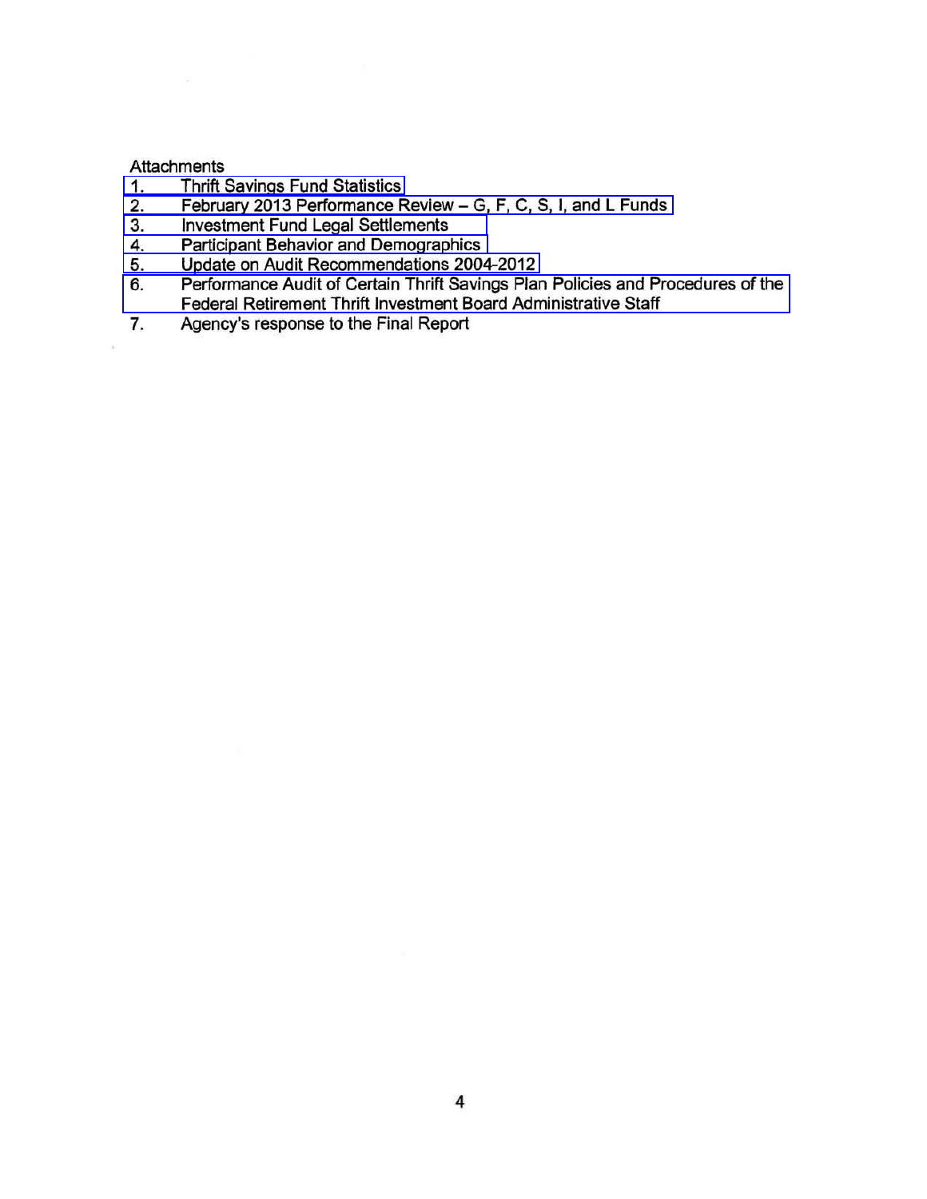Attachments

1. Thrift Savings Fund Statistics
2. February 2013 Performance Review – G, F, C, S, I, and L Funds
3. Investment Fund Legal Settlements
4. Participant Behavior and Demographics
5. Update on Audit Recommendations 2004-2012
6. Performance Audit of Certain Thrift Savings Plan Policies and Procedures of the Federal Retirement Thrift Investment Board Administrative Staff
7. Agency's response to the Final Report